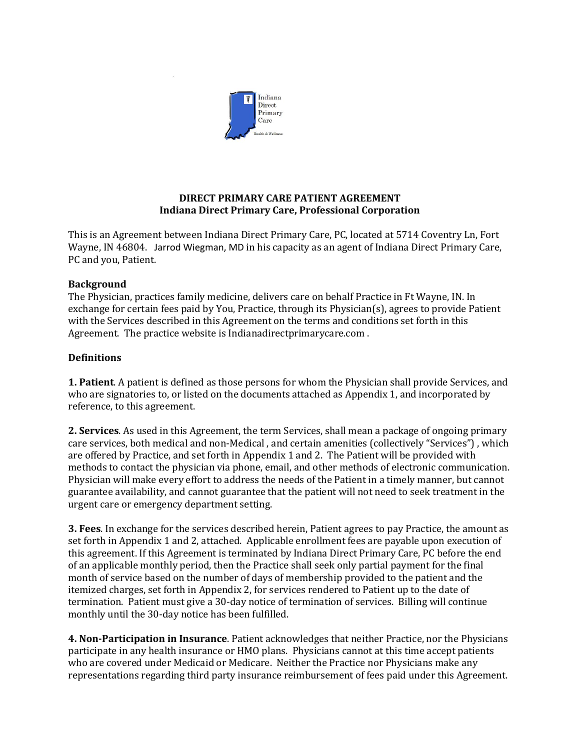# DIRECT PRIMARY CARE PATIENT AGREEMENT
## Indiana Direct Primary Care, Professional Corporation

This is an Agreement between Indiana Direct Primary Care, PC, located at 5714 Coventry Ln, Fort Wayne, IN 46804. Jarrod Wiegman, MD in his capacity as an agent of Indiana Direct Primary Care, PC and you, Patient.

**Background**

The Physician, practices family medicine, delivers care on behalf Practice in Ft Wayne, IN. In exchange for certain fees paid by You, Practice, through its Physician(s), agrees to provide Patient with the Services described in this Agreement on the terms and conditions set forth in this Agreement. The practice website is Indianadirectprimarycare.com .

**Definitions**

**1. Patient**. A patient is defined as those persons for whom the Physician shall provide Services, and who are signatories to, or listed on the documents attached as Appendix 1, and incorporated by reference, to this agreement.

**2. Services**. As used in this Agreement, the term Services, shall mean a package of ongoing primary care services, both medical and non-Medical , and certain amenities (collectively "Services") , which are offered by Practice, and set forth in Appendix 1 and 2. The Patient will be provided with methods to contact the physician via phone, email, and other methods of electronic communication. Physician will make every effort to address the needs of the Patient in a timely manner, but cannot guarantee availability, and cannot guarantee that the patient will not need to seek treatment in the urgent care or emergency department setting.

**3. Fees**. In exchange for the services described herein, Patient agrees to pay Practice, the amount as set forth in Appendix 1 and 2, attached. Applicable enrollment fees are payable upon execution of this agreement. If this Agreement is terminated by Indiana Direct Primary Care, PC before the end of an applicable monthly period, then the Practice shall seek only partial payment for the final month of service based on the number of days of membership provided to the patient and the itemized charges, set forth in Appendix 2, for services rendered to Patient up to the date of termination. Patient must give a 30-day notice of termination of services. Billing will continue monthly until the 30-day notice has been fulfilled.

**4. Non-Participation in Insurance**. Patient acknowledges that neither Practice, nor the Physicians participate in any health insurance or HMO plans. Physicians cannot at this time accept patients who are covered under Medicaid or Medicare. Neither the Practice nor Physicians make any representations regarding third party insurance reimbursement of fees paid under this Agreement.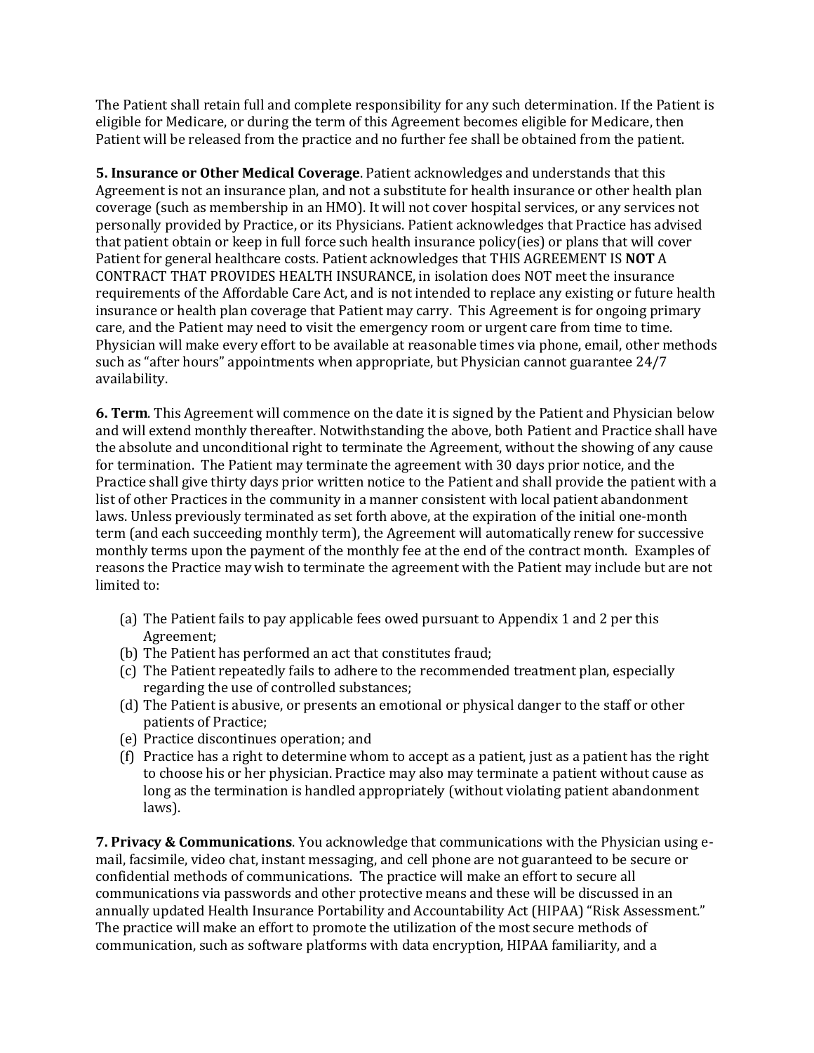The Patient shall retain full and complete responsibility for any such determination. If the Patient is eligible for Medicare, or during the term of this Agreement becomes eligible for Medicare, then Patient will be released from the practice and no further fee shall be obtained from the patient.

**5. Insurance or Other Medical Coverage**. Patient acknowledges and understands that this Agreement is not an insurance plan, and not a substitute for health insurance or other health plan coverage (such as membership in an HMO). It will not cover hospital services, or any services not personally provided by Practice, or its Physicians. Patient acknowledges that Practice has advised that patient obtain or keep in full force such health insurance policy(ies) or plans that will cover Patient for general healthcare costs. Patient acknowledges that THIS AGREEMENT IS **NOT** A CONTRACT THAT PROVIDES HEALTH INSURANCE, in isolation does NOT meet the insurance requirements of the Affordable Care Act, and is not intended to replace any existing or future health insurance or health plan coverage that Patient may carry. This Agreement is for ongoing primary care, and the Patient may need to visit the emergency room or urgent care from time to time. Physician will make every effort to be available at reasonable times via phone, email, other methods such as "after hours" appointments when appropriate, but Physician cannot guarantee 24/7 availability.

**6. Term**. This Agreement will commence on the date it is signed by the Patient and Physician below and will extend monthly thereafter. Notwithstanding the above, both Patient and Practice shall have the absolute and unconditional right to terminate the Agreement, without the showing of any cause for termination. The Patient may terminate the agreement with 30 days prior notice, and the Practice shall give thirty days prior written notice to the Patient and shall provide the patient with a list of other Practices in the community in a manner consistent with local patient abandonment laws. Unless previously terminated as set forth above, at the expiration of the initial one-month term (and each succeeding monthly term), the Agreement will automatically renew for successive monthly terms upon the payment of the monthly fee at the end of the contract month. Examples of reasons the Practice may wish to terminate the agreement with the Patient may include but are not limited to:

(a) The Patient fails to pay applicable fees owed pursuant to Appendix 1 and 2 per this Agreement;
(b) The Patient has performed an act that constitutes fraud;
(c) The Patient repeatedly fails to adhere to the recommended treatment plan, especially regarding the use of controlled substances;
(d) The Patient is abusive, or presents an emotional or physical danger to the staff or other patients of Practice;
(e) Practice discontinues operation; and
(f) Practice has a right to determine whom to accept as a patient, just as a patient has the right to choose his or her physician. Practice may also may terminate a patient without cause as long as the termination is handled appropriately (without violating patient abandonment laws).

**7. Privacy & Communications**. You acknowledge that communications with the Physician using e-mail, facsimile, video chat, instant messaging, and cell phone are not guaranteed to be secure or confidential methods of communications. The practice will make an effort to secure all communications via passwords and other protective means and these will be discussed in an annually updated Health Insurance Portability and Accountability Act (HIPAA) "Risk Assessment." The practice will make an effort to promote the utilization of the most secure methods of communication, such as software platforms with data encryption, HIPAA familiarity, and a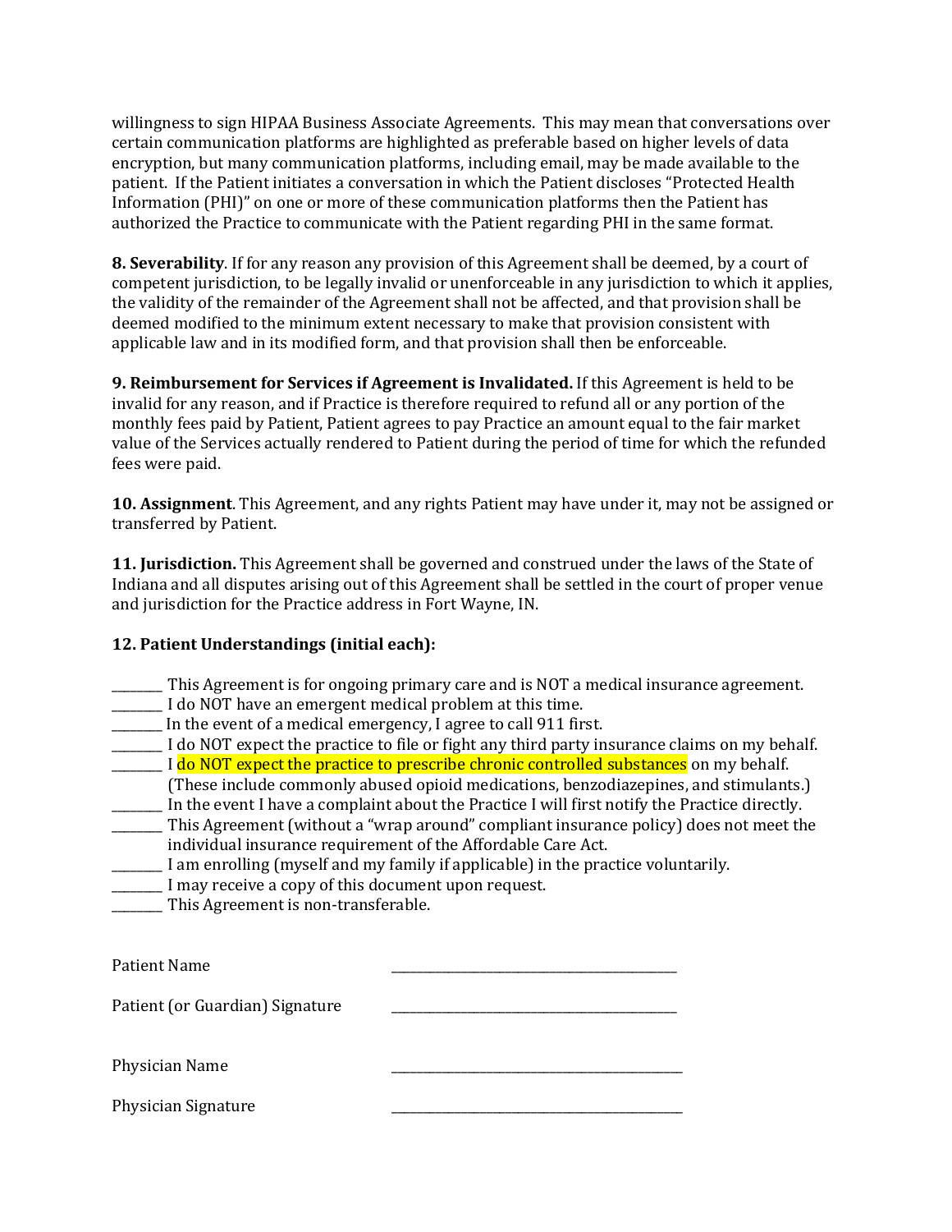willingness to sign HIPAA Business Associate Agreements. This may mean that conversations over certain communication platforms are highlighted as preferable based on higher levels of data encryption, but many communication platforms, including email, may be made available to the patient. If the Patient initiates a conversation in which the Patient discloses "Protected Health Information (PHI)" on one or more of these communication platforms then the Patient has authorized the Practice to communicate with the Patient regarding PHI in the same format.

**8. Severability**. If for any reason any provision of this Agreement shall be deemed, by a court of competent jurisdiction, to be legally invalid or unenforceable in any jurisdiction to which it applies, the validity of the remainder of the Agreement shall not be affected, and that provision shall be deemed modified to the minimum extent necessary to make that provision consistent with applicable law and in its modified form, and that provision shall then be enforceable.

**9. Reimbursement for Services if Agreement is Invalidated.** If this Agreement is held to be invalid for any reason, and if Practice is therefore required to refund all or any portion of the monthly fees paid by Patient, Patient agrees to pay Practice an amount equal to the fair market value of the Services actually rendered to Patient during the period of time for which the refunded fees were paid.

**10. Assignment**. This Agreement, and any rights Patient may have under it, may not be assigned or transferred by Patient.

**11. Jurisdiction.** This Agreement shall be governed and construed under the laws of the State of Indiana and all disputes arising out of this Agreement shall be settled in the court of proper venue and jurisdiction for the Practice address in Fort Wayne, IN.

**12. Patient Understandings (initial each):**

________ This Agreement is for ongoing primary care and is NOT a medical insurance agreement.
________ I do NOT have an emergent medical problem at this time.
________ In the event of a medical emergency, I agree to call 911 first.
________ I do NOT expect the practice to file or fight any third party insurance claims on my behalf.
________ I do NOT expect the practice to prescribe chronic controlled substances on my behalf. (These include commonly abused opioid medications, benzodiazepines, and stimulants.)
________ In the event I have a complaint about the Practice I will first notify the Practice directly.
________ This Agreement (without a "wrap around" compliant insurance policy) does not meet the individual insurance requirement of the Affordable Care Act.
________ I am enrolling (myself and my family if applicable) in the practice voluntarily.
________ I may receive a copy of this document upon request.
________ This Agreement is non-transferable.

Patient Name ________________________________________

Patient (or Guardian) Signature ________________________________________

Physician Name ________________________________________

Physician Signature ________________________________________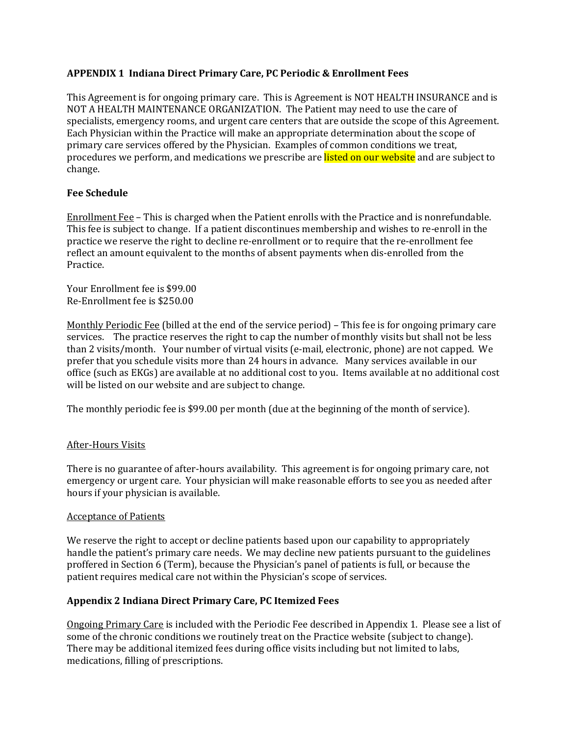**APPENDIX 1 Indiana Direct Primary Care, PC Periodic & Enrollment Fees**

This Agreement is for ongoing primary care. This is Agreement is NOT HEALTH INSURANCE and is NOT A HEALTH MAINTENANCE ORGANIZATION. The Patient may need to use the care of specialists, emergency rooms, and urgent care centers that are outside the scope of this Agreement. Each Physician within the Practice will make an appropriate determination about the scope of primary care services offered by the Physician. Examples of common conditions we treat, procedures we perform, and medications we prescribe are listed on our website and are subject to change.

**Fee Schedule**

Enrollment Fee – This is charged when the Patient enrolls with the Practice and is nonrefundable. This fee is subject to change. If a patient discontinues membership and wishes to re-enroll in the practice we reserve the right to decline re-enrollment or to require that the re-enrollment fee reflect an amount equivalent to the months of absent payments when dis-enrolled from the Practice.

Your Enrollment fee is $99.00
Re-Enrollment fee is $250.00

Monthly Periodic Fee (billed at the end of the service period) – This fee is for ongoing primary care services. The practice reserves the right to cap the number of monthly visits but shall not be less than 2 visits/month. Your number of virtual visits (e-mail, electronic, phone) are not capped. We prefer that you schedule visits more than 24 hours in advance. Many services available in our office (such as EKGs) are available at no additional cost to you. Items available at no additional cost will be listed on our website and are subject to change.

The monthly periodic fee is $99.00 per month (due at the beginning of the month of service).

After-Hours Visits

There is no guarantee of after-hours availability. This agreement is for ongoing primary care, not emergency or urgent care. Your physician will make reasonable efforts to see you as needed after hours if your physician is available.

Acceptance of Patients

We reserve the right to accept or decline patients based upon our capability to appropriately handle the patient's primary care needs. We may decline new patients pursuant to the guidelines proffered in Section 6 (Term), because the Physician's panel of patients is full, or because the patient requires medical care not within the Physician's scope of services.

**Appendix 2 Indiana Direct Primary Care, PC Itemized Fees**

Ongoing Primary Care is included with the Periodic Fee described in Appendix 1. Please see a list of some of the chronic conditions we routinely treat on the Practice website (subject to change). There may be additional itemized fees during office visits including but not limited to labs, medications, filling of prescriptions.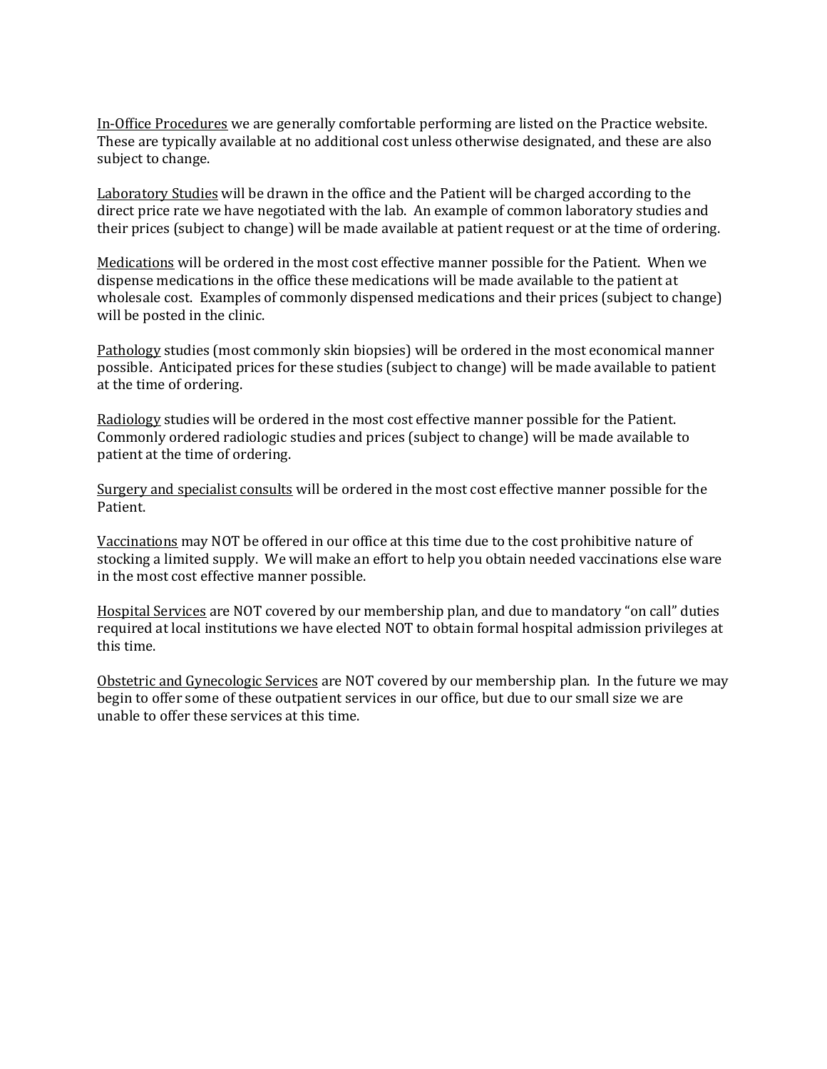<u>In-Office Procedures</u> we are generally comfortable performing are listed on the Practice website. These are typically available at no additional cost unless otherwise designated, and these are also subject to change.

<u>Laboratory Studies</u> will be drawn in the office and the Patient will be charged according to the direct price rate we have negotiated with the lab. An example of common laboratory studies and their prices (subject to change) will be made available at patient request or at the time of ordering.

<u>Medications</u> will be ordered in the most cost effective manner possible for the Patient. When we dispense medications in the office these medications will be made available to the patient at wholesale cost. Examples of commonly dispensed medications and their prices (subject to change) will be posted in the clinic.

<u>Pathology</u> studies (most commonly skin biopsies) will be ordered in the most economical manner possible. Anticipated prices for these studies (subject to change) will be made available to patient at the time of ordering.

<u>Radiology</u> studies will be ordered in the most cost effective manner possible for the Patient. Commonly ordered radiologic studies and prices (subject to change) will be made available to patient at the time of ordering.

<u>Surgery and specialist consults</u> will be ordered in the most cost effective manner possible for the Patient.

<u>Vaccinations</u> may NOT be offered in our office at this time due to the cost prohibitive nature of stocking a limited supply. We will make an effort to help you obtain needed vaccinations else ware in the most cost effective manner possible.

<u>Hospital Services</u> are NOT covered by our membership plan, and due to mandatory "on call" duties required at local institutions we have elected NOT to obtain formal hospital admission privileges at this time.

<u>Obstetric and Gynecologic Services</u> are NOT covered by our membership plan. In the future we may begin to offer some of these outpatient services in our office, but due to our small size we are unable to offer these services at this time.